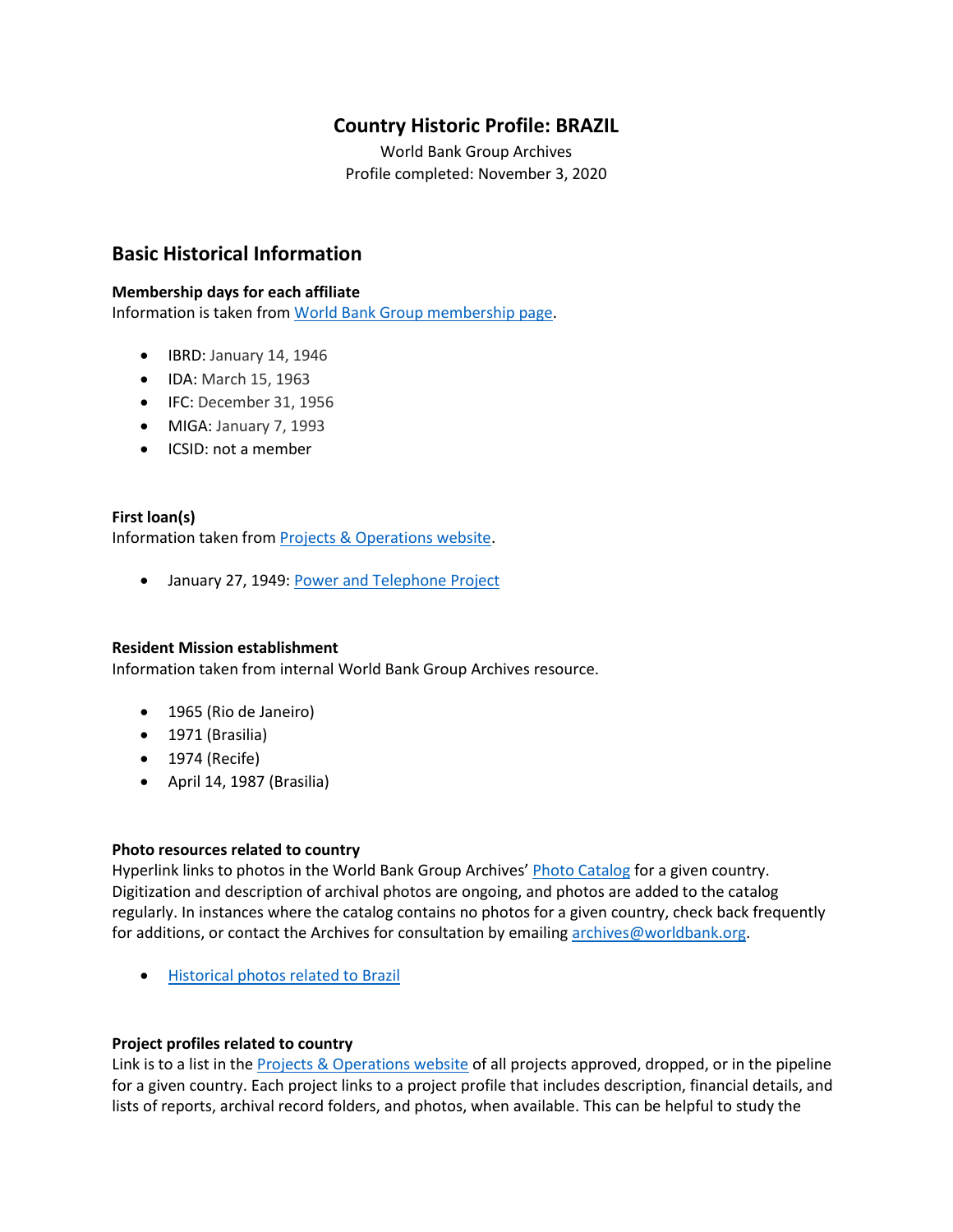# Country Historic Profile: BRAZIL

World Bank Group Archives

Profile completed: November 3, 2020

## Basic Historical Information

**Membership days for each affiliate**

Information is taken from World Bank Group membership page.

- IBRD: January 14, 1946
- IDA: March 15, 1963
- IFC: December 31, 1956
- MIGA: January 7, 1993
- ICSID: not a member

**First loan(s)**

Information taken from Projects & Operations website.

- January 27, 1949: Power and Telephone Project

**Resident Mission establishment**

Information taken from internal World Bank Group Archives resource.

- 1965 (Rio de Janeiro)
- 1971 (Brasilia)
- 1974 (Recife)
- April 14, 1987 (Brasilia)

**Photo resources related to country**

Hyperlink links to photos in the World Bank Group Archives' Photo Catalog for a given country. Digitization and description of archival photos are ongoing, and photos are added to the catalog regularly. In instances where the catalog contains no photos for a given country, check back frequently for additions, or contact the Archives for consultation by emailing archives@worldbank.org.

- Historical photos related to Brazil

**Project profiles related to country**

Link is to a list in the Projects & Operations website of all projects approved, dropped, or in the pipeline for a given country. Each project links to a project profile that includes description, financial details, and lists of reports, archival record folders, and photos, when available. This can be helpful to study the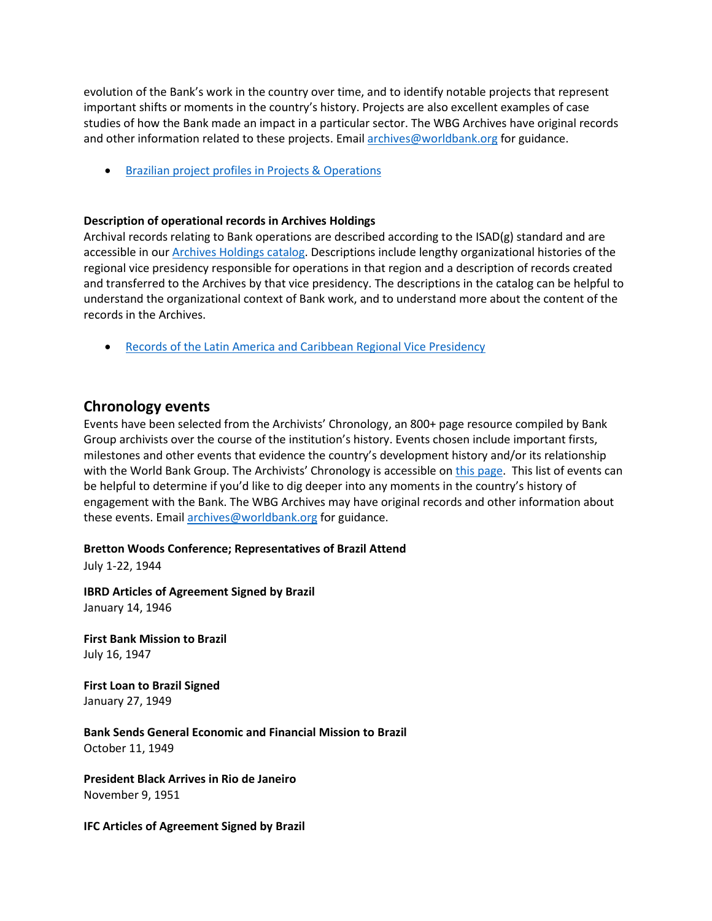evolution of the Bank's work in the country over time, and to identify notable projects that represent important shifts or moments in the country's history. Projects are also excellent examples of case studies of how the Bank made an impact in a particular sector. The WBG Archives have original records and other information related to these projects. Email archives@worldbank.org for guidance.

- Brazilian project profiles in Projects & Operations

**Description of operational records in Archives Holdings**
Archival records relating to Bank operations are described according to the ISAD(g) standard and are accessible in our Archives Holdings catalog. Descriptions include lengthy organizational histories of the regional vice presidency responsible for operations in that region and a description of records created and transferred to the Archives by that vice presidency. The descriptions in the catalog can be helpful to understand the organizational context of Bank work, and to understand more about the content of the records in the Archives.

- Records of the Latin America and Caribbean Regional Vice Presidency

## Chronology events

Events have been selected from the Archivists' Chronology, an 800+ page resource compiled by Bank Group archivists over the course of the institution's history. Events chosen include important firsts, milestones and other events that evidence the country's development history and/or its relationship with the World Bank Group. The Archivists' Chronology is accessible on this page. This list of events can be helpful to determine if you'd like to dig deeper into any moments in the country's history of engagement with the Bank. The WBG Archives may have original records and other information about these events. Email archives@worldbank.org for guidance.

**Bretton Woods Conference; Representatives of Brazil Attend**
July 1-22, 1944

**IBRD Articles of Agreement Signed by Brazil**
January 14, 1946

**First Bank Mission to Brazil**
July 16, 1947

**First Loan to Brazil Signed**
January 27, 1949

**Bank Sends General Economic and Financial Mission to Brazil**
October 11, 1949

**President Black Arrives in Rio de Janeiro**
November 9, 1951

**IFC Articles of Agreement Signed by Brazil**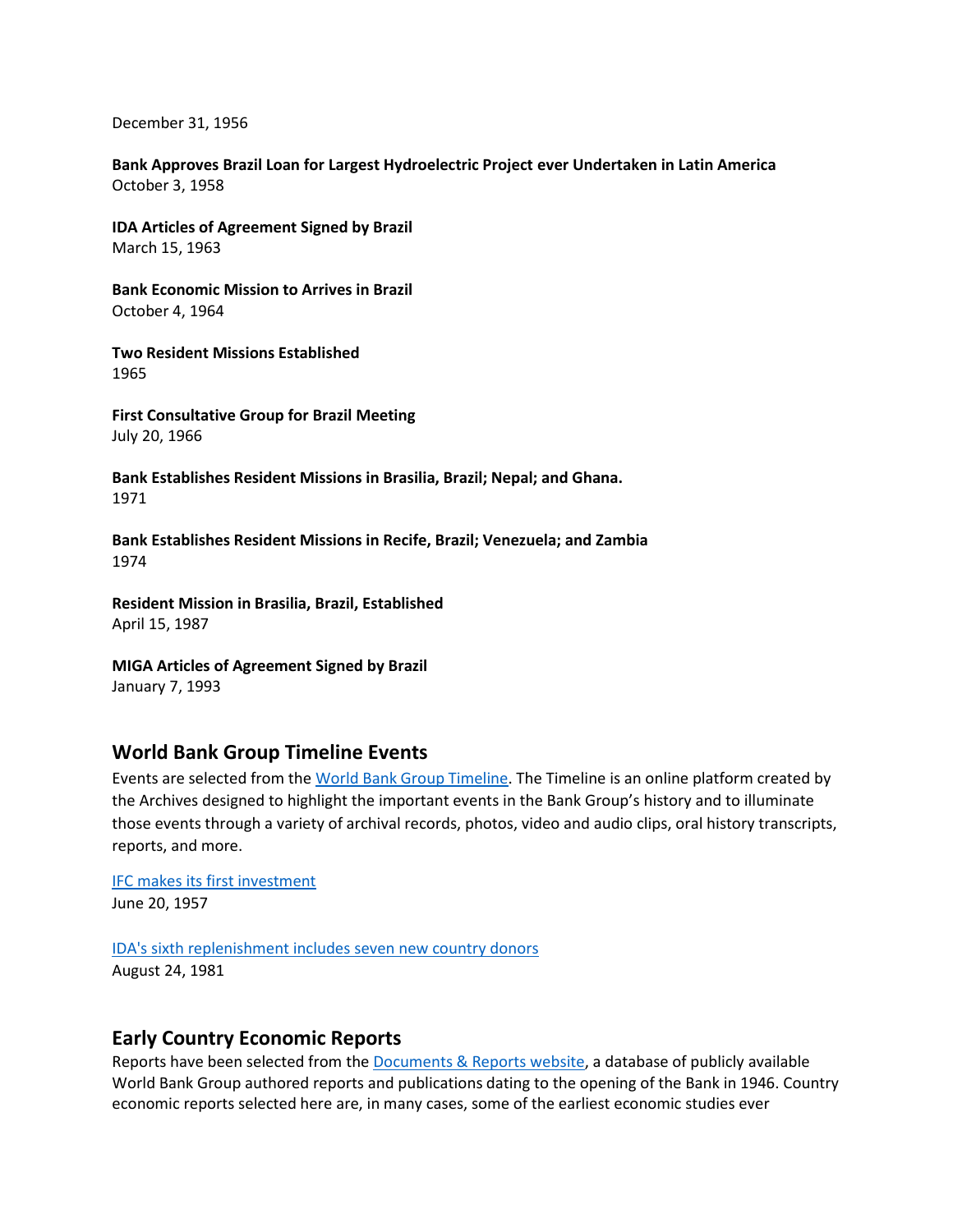December 31, 1956

**Bank Approves Brazil Loan for Largest Hydroelectric Project ever Undertaken in Latin America**
October 3, 1958

**IDA Articles of Agreement Signed by Brazil**
March 15, 1963

**Bank Economic Mission to Arrives in Brazil**
October 4, 1964

**Two Resident Missions Established**
1965

**First Consultative Group for Brazil Meeting**
July 20, 1966

**Bank Establishes Resident Missions in Brasilia, Brazil; Nepal; and Ghana.**
1971

**Bank Establishes Resident Missions in Recife, Brazil; Venezuela; and Zambia**
1974

**Resident Mission in Brasilia, Brazil, Established**
April 15, 1987

**MIGA Articles of Agreement Signed by Brazil**
January 7, 1993

## World Bank Group Timeline Events

Events are selected from the [World Bank Group Timeline](). The Timeline is an online platform created by the Archives designed to highlight the important events in the Bank Group's history and to illuminate those events through a variety of archival records, photos, video and audio clips, oral history transcripts, reports, and more.

[IFC makes its first investment]()
June 20, 1957

[IDA's sixth replenishment includes seven new country donors]()
August 24, 1981

## Early Country Economic Reports

Reports have been selected from the [Documents & Reports website](), a database of publicly available World Bank Group authored reports and publications dating to the opening of the Bank in 1946. Country economic reports selected here are, in many cases, some of the earliest economic studies ever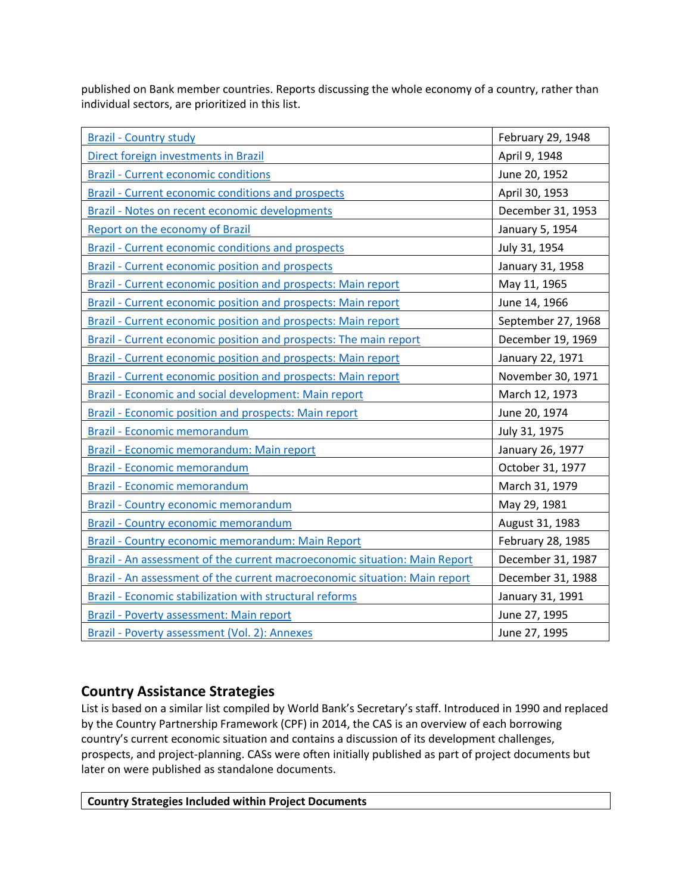published on Bank member countries. Reports discussing the whole economy of a country, rather than individual sectors, are prioritized in this list.

| | |
|---|---|
| Brazil - Country study | February 29, 1948 |
| Direct foreign investments in Brazil | April 9, 1948 |
| Brazil - Current economic conditions | June 20, 1952 |
| Brazil - Current economic conditions and prospects | April 30, 1953 |
| Brazil - Notes on recent economic developments | December 31, 1953 |
| Report on the economy of Brazil | January 5, 1954 |
| Brazil - Current economic conditions and prospects | July 31, 1954 |
| Brazil - Current economic position and prospects | January 31, 1958 |
| Brazil - Current economic position and prospects: Main report | May 11, 1965 |
| Brazil - Current economic position and prospects: Main report | June 14, 1966 |
| Brazil - Current economic position and prospects: Main report | September 27, 1968 |
| Brazil - Current economic position and prospects: The main report | December 19, 1969 |
| Brazil - Current economic position and prospects: Main report | January 22, 1971 |
| Brazil - Current economic position and prospects: Main report | November 30, 1971 |
| Brazil - Economic and social development: Main report | March 12, 1973 |
| Brazil - Economic position and prospects: Main report | June 20, 1974 |
| Brazil - Economic memorandum | July 31, 1975 |
| Brazil - Economic memorandum: Main report | January 26, 1977 |
| Brazil - Economic memorandum | October 31, 1977 |
| Brazil - Economic memorandum | March 31, 1979 |
| Brazil - Country economic memorandum | May 29, 1981 |
| Brazil - Country economic memorandum | August 31, 1983 |
| Brazil - Country economic memorandum: Main Report | February 28, 1985 |
| Brazil - An assessment of the current macroeconomic situation: Main Report | December 31, 1987 |
| Brazil - An assessment of the current macroeconomic situation: Main report | December 31, 1988 |
| Brazil - Economic stabilization with structural reforms | January 31, 1991 |
| Brazil - Poverty assessment: Main report | June 27, 1995 |
| Brazil - Poverty assessment (Vol. 2): Annexes | June 27, 1995 |

## Country Assistance Strategies

List is based on a similar list compiled by World Bank's Secretary's staff. Introduced in 1990 and replaced by the Country Partnership Framework (CPF) in 2014, the CAS is an overview of each borrowing country's current economic situation and contains a discussion of its development challenges, prospects, and project-planning. CASs were often initially published as part of project documents but later on were published as standalone documents.

| **Country Strategies Included within Project Documents** |
|---|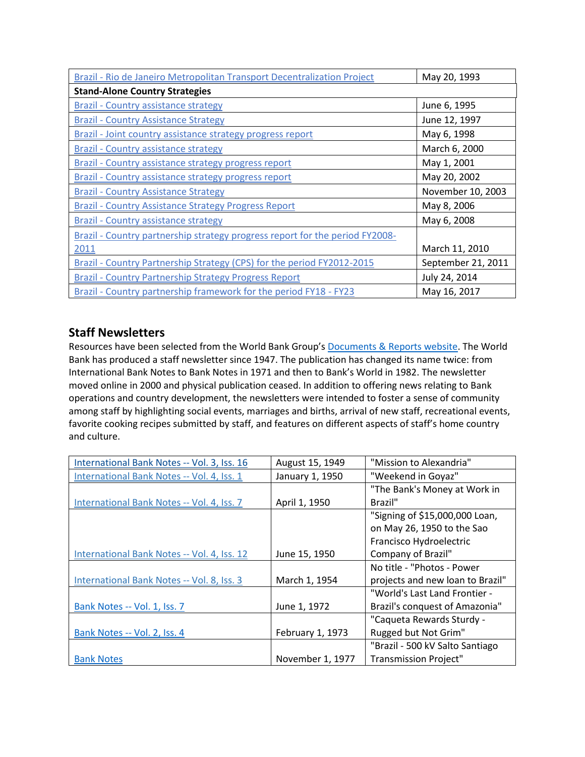| | |
|---|---|
| Brazil - Rio de Janeiro Metropolitan Transport Decentralization Project | May 20, 1993 |
| **Stand-Alone Country Strategies** | |
| Brazil - Country assistance strategy | June 6, 1995 |
| Brazil - Country Assistance Strategy | June 12, 1997 |
| Brazil - Joint country assistance strategy progress report | May 6, 1998 |
| Brazil - Country assistance strategy | March 6, 2000 |
| Brazil - Country assistance strategy progress report | May 1, 2001 |
| Brazil - Country assistance strategy progress report | May 20, 2002 |
| Brazil - Country Assistance Strategy | November 10, 2003 |
| Brazil - Country Assistance Strategy Progress Report | May 8, 2006 |
| Brazil - Country assistance strategy | May 6, 2008 |
| Brazil - Country partnership strategy progress report for the period FY2008-2011 | March 11, 2010 |
| Brazil - Country Partnership Strategy (CPS) for the period FY2012-2015 | September 21, 2011 |
| Brazil - Country Partnership Strategy Progress Report | July 24, 2014 |
| Brazil - Country partnership framework for the period FY18 - FY23 | May 16, 2017 |

## Staff Newsletters

Resources have been selected from the World Bank Group's Documents & Reports website. The World Bank has produced a staff newsletter since 1947. The publication has changed its name twice: from International Bank Notes to Bank Notes in 1971 and then to Bank's World in 1982. The newsletter moved online in 2000 and physical publication ceased. In addition to offering news relating to Bank operations and country development, the newsletters were intended to foster a sense of community among staff by highlighting social events, marriages and births, arrival of new staff, recreational events, favorite cooking recipes submitted by staff, and features on different aspects of staff's home country and culture.

| | | |
|---|---|---|
| International Bank Notes -- Vol. 3, Iss. 16 | August 15, 1949 | "Mission to Alexandria" |
| International Bank Notes -- Vol. 4, Iss. 1 | January 1, 1950 | "Weekend in Goyaz" |
| International Bank Notes -- Vol. 4, Iss. 7 | April 1, 1950 | "The Bank's Money at Work in Brazil" |
| International Bank Notes -- Vol. 4, Iss. 12 | June 15, 1950 | "Signing of $15,000,000 Loan, on May 26, 1950 to the Sao Francisco Hydroelectric Company of Brazil" |
| International Bank Notes -- Vol. 8, Iss. 3 | March 1, 1954 | No title - "Photos - Power projects and new loan to Brazil" |
| Bank Notes -- Vol. 1, Iss. 7 | June 1, 1972 | "World's Last Land Frontier - Brazil's conquest of Amazonia" |
| Bank Notes -- Vol. 2, Iss. 4 | February 1, 1973 | "Caqueta Rewards Sturdy - Rugged but Not Grim" |
| Bank Notes | November 1, 1977 | "Brazil - 500 kV Salto Santiago Transmission Project" |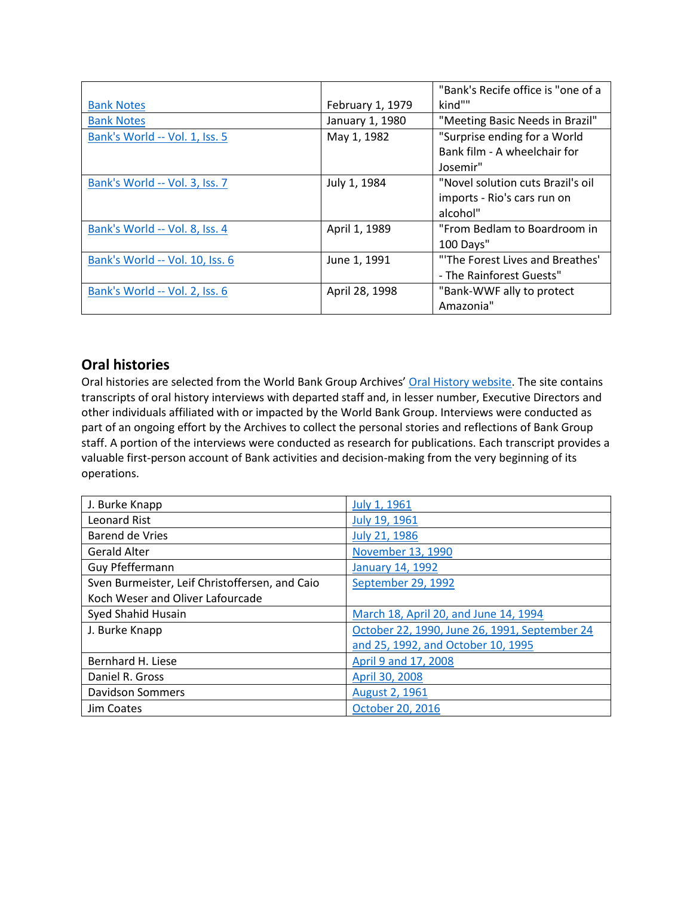| | | |
|---|---|---|
| Bank Notes | February 1, 1979 | "Bank's Recife office is "one of a kind"" |
| Bank Notes | January 1, 1980 | "Meeting Basic Needs in Brazil" |
| Bank's World -- Vol. 1, Iss. 5 | May 1, 1982 | "Surprise ending for a World Bank film - A wheelchair for Josemir" |
| Bank's World -- Vol. 3, Iss. 7 | July 1, 1984 | "Novel solution cuts Brazil's oil imports - Rio's cars run on alcohol" |
| Bank's World -- Vol. 8, Iss. 4 | April 1, 1989 | "From Bedlam to Boardroom in 100 Days" |
| Bank's World -- Vol. 10, Iss. 6 | June 1, 1991 | "'The Forest Lives and Breathes' - The Rainforest Guests" |
| Bank's World -- Vol. 2, Iss. 6 | April 28, 1998 | "Bank-WWF ally to protect Amazonia" |

## Oral histories

Oral histories are selected from the World Bank Group Archives' Oral History website. The site contains transcripts of oral history interviews with departed staff and, in lesser number, Executive Directors and other individuals affiliated with or impacted by the World Bank Group. Interviews were conducted as part of an ongoing effort by the Archives to collect the personal stories and reflections of Bank Group staff. A portion of the interviews were conducted as research for publications. Each transcript provides a valuable first-person account of Bank activities and decision-making from the very beginning of its operations.

| | |
|---|---|
| J. Burke Knapp | July 1, 1961 |
| Leonard Rist | July 19, 1961 |
| Barend de Vries | July 21, 1986 |
| Gerald Alter | November 13, 1990 |
| Guy Pfeffermann | January 14, 1992 |
| Sven Burmeister, Leif Christoffersen, and Caio Koch Weser and Oliver Lafourcade | September 29, 1992 |
| Syed Shahid Husain | March 18, April 20, and June 14, 1994 |
| J. Burke Knapp | October 22, 1990, June 26, 1991, September 24 and 25, 1992, and October 10, 1995 |
| Bernhard H. Liese | April 9 and 17, 2008 |
| Daniel R. Gross | April 30, 2008 |
| Davidson Sommers | August 2, 1961 |
| Jim Coates | October 20, 2016 |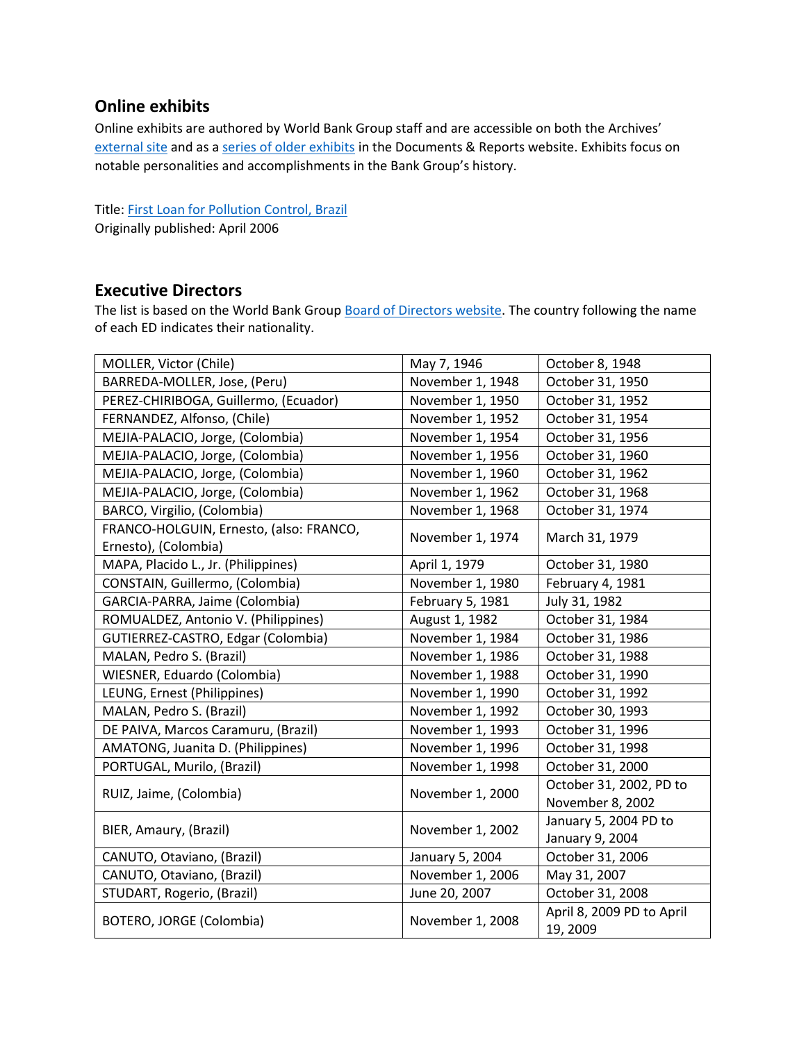## Online exhibits

Online exhibits are authored by World Bank Group staff and are accessible on both the Archives' external site and as a series of older exhibits in the Documents & Reports website. Exhibits focus on notable personalities and accomplishments in the Bank Group's history.

Title: First Loan for Pollution Control, Brazil
Originally published: April 2006

## Executive Directors

The list is based on the World Bank Group Board of Directors website. The country following the name of each ED indicates their nationality.

| | | |
|---|---|---|
| MOLLER, Victor (Chile) | May 7, 1946 | October 8, 1948 |
| BARREDA-MOLLER, Jose, (Peru) | November 1, 1948 | October 31, 1950 |
| PEREZ-CHIRIBOGA, Guillermo, (Ecuador) | November 1, 1950 | October 31, 1952 |
| FERNANDEZ, Alfonso, (Chile) | November 1, 1952 | October 31, 1954 |
| MEJIA-PALACIO, Jorge, (Colombia) | November 1, 1954 | October 31, 1956 |
| MEJIA-PALACIO, Jorge, (Colombia) | November 1, 1956 | October 31, 1960 |
| MEJIA-PALACIO, Jorge, (Colombia) | November 1, 1960 | October 31, 1962 |
| MEJIA-PALACIO, Jorge, (Colombia) | November 1, 1962 | October 31, 1968 |
| BARCO, Virgilio, (Colombia) | November 1, 1968 | October 31, 1974 |
| FRANCO-HOLGUIN, Ernesto, (also: FRANCO, Ernesto), (Colombia) | November 1, 1974 | March 31, 1979 |
| MAPA, Placido L., Jr. (Philippines) | April 1, 1979 | October 31, 1980 |
| CONSTAIN, Guillermo, (Colombia) | November 1, 1980 | February 4, 1981 |
| GARCIA-PARRA, Jaime (Colombia) | February 5, 1981 | July 31, 1982 |
| ROMUALDEZ, Antonio V. (Philippines) | August 1, 1982 | October 31, 1984 |
| GUTIERREZ-CASTRO, Edgar (Colombia) | November 1, 1984 | October 31, 1986 |
| MALAN, Pedro S. (Brazil) | November 1, 1986 | October 31, 1988 |
| WIESNER, Eduardo (Colombia) | November 1, 1988 | October 31, 1990 |
| LEUNG, Ernest (Philippines) | November 1, 1990 | October 31, 1992 |
| MALAN, Pedro S. (Brazil) | November 1, 1992 | October 30, 1993 |
| DE PAIVA, Marcos Caramuru, (Brazil) | November 1, 1993 | October 31, 1996 |
| AMATONG, Juanita D. (Philippines) | November 1, 1996 | October 31, 1998 |
| PORTUGAL, Murilo, (Brazil) | November 1, 1998 | October 31, 2000 |
| RUIZ, Jaime, (Colombia) | November 1, 2000 | October 31, 2002, PD to November 8, 2002 |
| BIER, Amaury, (Brazil) | November 1, 2002 | January 5, 2004 PD to January 9, 2004 |
| CANUTO, Otaviano, (Brazil) | January 5, 2004 | October 31, 2006 |
| CANUTO, Otaviano, (Brazil) | November 1, 2006 | May 31, 2007 |
| STUDART, Rogerio, (Brazil) | June 20, 2007 | October 31, 2008 |
| BOTERO, JORGE (Colombia) | November 1, 2008 | April 8, 2009 PD to April 19, 2009 |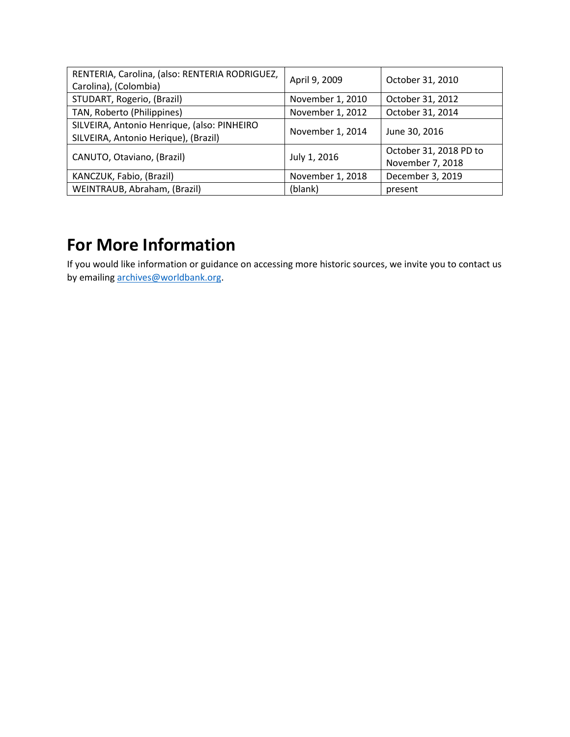| | | |
|---|---|---|
| RENTERIA, Carolina, (also: RENTERIA RODRIGUEZ, Carolina), (Colombia) | April 9, 2009 | October 31, 2010 |
| STUDART, Rogerio, (Brazil) | November 1, 2010 | October 31, 2012 |
| TAN, Roberto (Philippines) | November 1, 2012 | October 31, 2014 |
| SILVEIRA, Antonio Henrique, (also: PINHEIRO SILVEIRA, Antonio Herique), (Brazil) | November 1, 2014 | June 30, 2016 |
| CANUTO, Otaviano, (Brazil) | July 1, 2016 | October 31, 2018 PD to November 7, 2018 |
| KANCZUK, Fabio, (Brazil) | November 1, 2018 | December 3, 2019 |
| WEINTRAUB, Abraham, (Brazil) | (blank) | present |

# For More Information

If you would like information or guidance on accessing more historic sources, we invite you to contact us by emailing archives@worldbank.org.